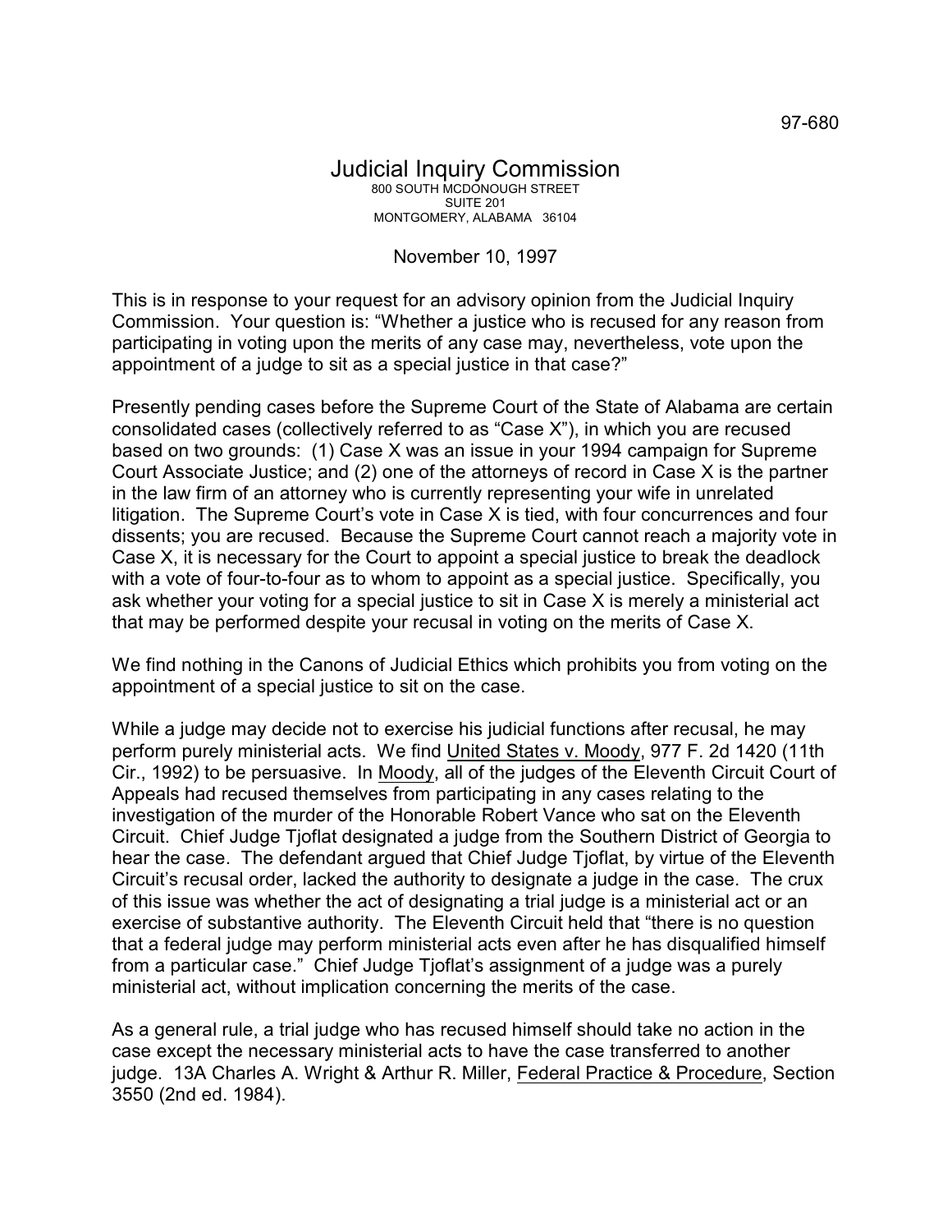97-680

# Judicial Inquiry Commission

800 SOUTH MCDONOUGH STREET
SUITE 201
MONTGOMERY, ALABAMA 36104

November 10, 1997

This is in response to your request for an advisory opinion from the Judicial Inquiry Commission. Your question is: "Whether a justice who is recused for any reason from participating in voting upon the merits of any case may, nevertheless, vote upon the appointment of a judge to sit as a special justice in that case?"

Presently pending cases before the Supreme Court of the State of Alabama are certain consolidated cases (collectively referred to as "Case X"), in which you are recused based on two grounds: (1) Case X was an issue in your 1994 campaign for Supreme Court Associate Justice; and (2) one of the attorneys of record in Case X is the partner in the law firm of an attorney who is currently representing your wife in unrelated litigation. The Supreme Court's vote in Case X is tied, with four concurrences and four dissents; you are recused. Because the Supreme Court cannot reach a majority vote in Case X, it is necessary for the Court to appoint a special justice to break the deadlock with a vote of four-to-four as to whom to appoint as a special justice. Specifically, you ask whether your voting for a special justice to sit in Case X is merely a ministerial act that may be performed despite your recusal in voting on the merits of Case X.

We find nothing in the Canons of Judicial Ethics which prohibits you from voting on the appointment of a special justice to sit on the case.

While a judge may decide not to exercise his judicial functions after recusal, he may perform purely ministerial acts. We find United States v. Moody, 977 F. 2d 1420 (11th Cir., 1992) to be persuasive. In Moody, all of the judges of the Eleventh Circuit Court of Appeals had recused themselves from participating in any cases relating to the investigation of the murder of the Honorable Robert Vance who sat on the Eleventh Circuit. Chief Judge Tjoflat designated a judge from the Southern District of Georgia to hear the case. The defendant argued that Chief Judge Tjoflat, by virtue of the Eleventh Circuit's recusal order, lacked the authority to designate a judge in the case. The crux of this issue was whether the act of designating a trial judge is a ministerial act or an exercise of substantive authority. The Eleventh Circuit held that "there is no question that a federal judge may perform ministerial acts even after he has disqualified himself from a particular case." Chief Judge Tjoflat's assignment of a judge was a purely ministerial act, without implication concerning the merits of the case.

As a general rule, a trial judge who has recused himself should take no action in the case except the necessary ministerial acts to have the case transferred to another judge. 13A Charles A. Wright & Arthur R. Miller, Federal Practice & Procedure, Section 3550 (2nd ed. 1984).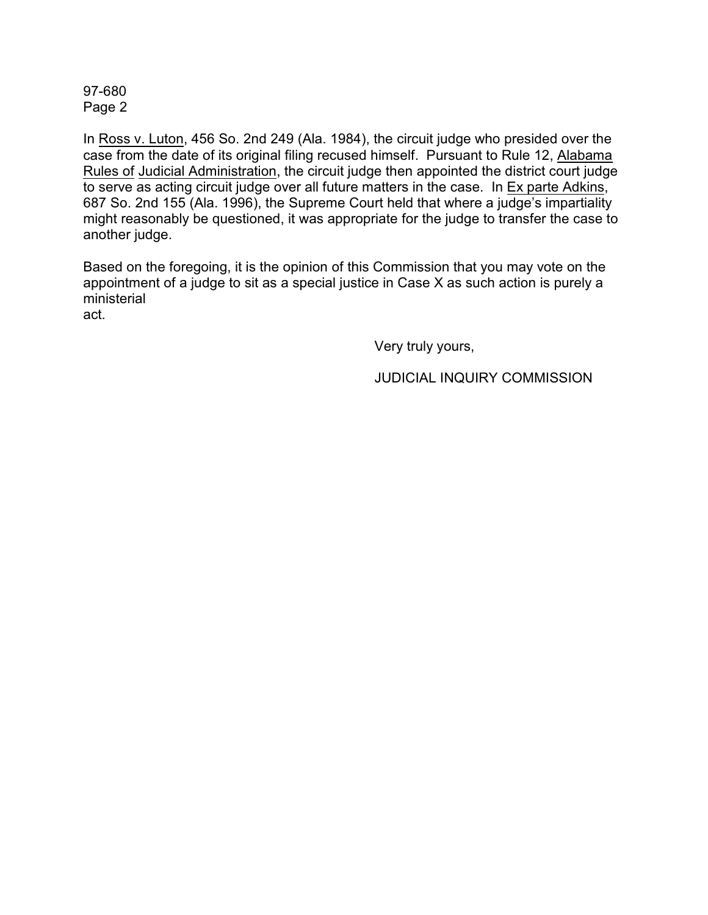In Ross v. Luton, 456 So. 2nd 249 (Ala. 1984), the circuit judge who presided over the case from the date of its original filing recused himself. Pursuant to Rule 12, Alabama Rules of Judicial Administration, the circuit judge then appointed the district court judge to serve as acting circuit judge over all future matters in the case. In Ex parte Adkins, 687 So. 2nd 155 (Ala. 1996), the Supreme Court held that where a judge's impartiality might reasonably be questioned, it was appropriate for the judge to transfer the case to another judge.

Based on the foregoing, it is the opinion of this Commission that you may vote on the appointment of a judge to sit as a special justice in Case X as such action is purely a ministerial act.

Very truly yours,

JUDICIAL INQUIRY COMMISSION